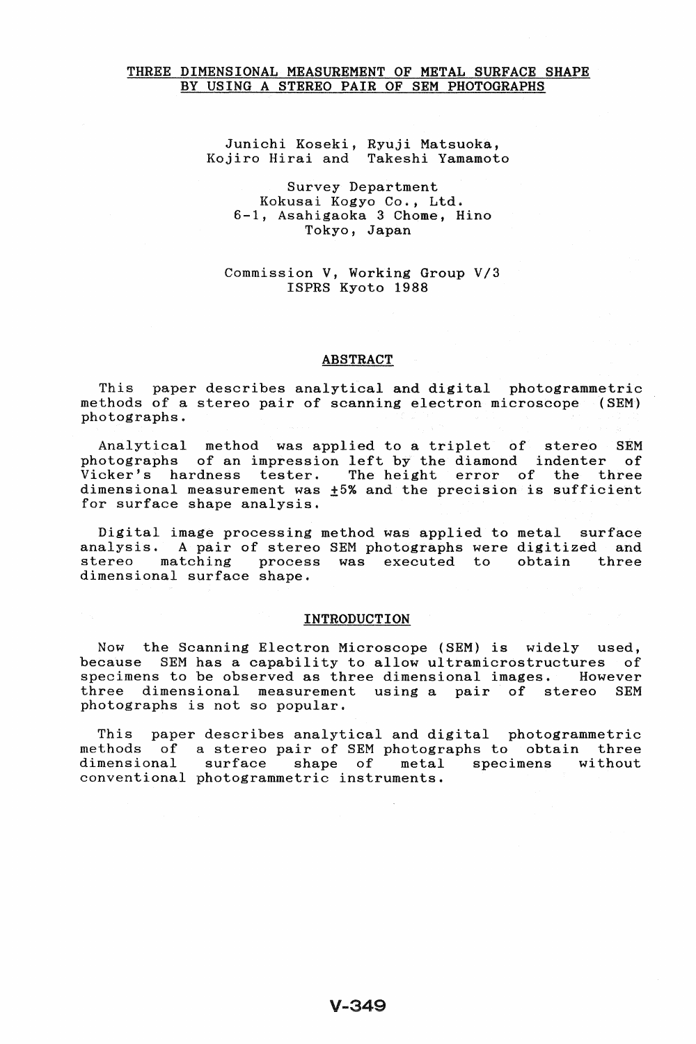# THREE DIMENSIONAL MEASUREMENT OF METAL SURFACE SHAPE BY USING A STEREO PAIR OF SEM PHOTOGRAPHS

Junichi Koseki, Ryuji Matsuoka,
Kojiro Hirai and Takeshi Yamamoto

Survey Department
Kokusai Kogyo Co., Ltd.
6-1, Asahigaoka 3 Chome, Hino
Tokyo, Japan

Commission V, Working Group V/3
ISPRS Kyoto 1988

## ABSTRACT

This paper describes analytical and digital photogrammetric methods of a stereo pair of scanning electron microscope (SEM) photographs.

Analytical method was applied to a triplet of stereo SEM photographs of an impression left by the diamond indenter of Vicker's hardness tester. The height error of the three dimensional measurement was ±5% and the precision is sufficient for surface shape analysis.

Digital image processing method was applied to metal surface analysis. A pair of stereo SEM photographs were digitized and stereo matching process was executed to obtain three dimensional surface shape.

## INTRODUCTION

Now the Scanning Electron Microscope (SEM) is widely used, because SEM has a capability to allow ultramicrostructures of specimens to be observed as three dimensional images. However three dimensional measurement using a pair of stereo SEM photographs is not so popular.

This paper describes analytical and digital photogrammetric methods of a stereo pair of SEM photographs to obtain three dimensional surface shape of metal specimens without conventional photogrammetric instruments.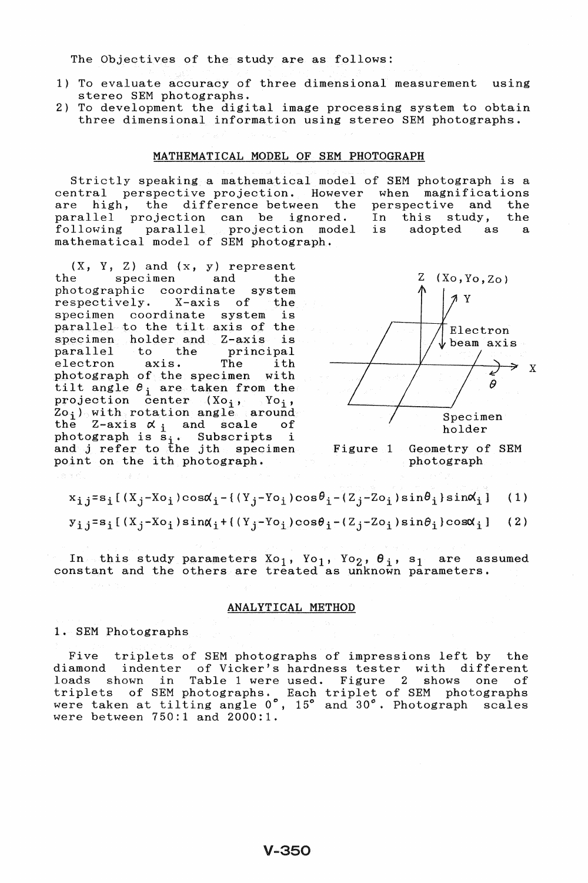The Objectives of the study are as follows:

1) To evaluate accuracy of three dimensional measurement using stereo SEM photographs.
2) To development the digital image processing system to obtain three dimensional information using stereo SEM photographs.

## MATHEMATICAL MODEL OF SEM PHOTOGRAPH

Strictly speaking a mathematical model of SEM photograph is a central perspective projection. However when magnifications are high, the difference between the perspective and the parallel projection can be ignored. In this study, the following parallel projection model is adopted as a mathematical model of SEM photograph.

(X, Y, Z) and (x, y) represent the specimen and the photographic coordinate system respectively. X-axis of the specimen coordinate system is parallel to the tilt axis of the specimen holder and Z-axis is parallel to the principal electron axis. The ith photograph of the specimen with tilt angle $\theta_i$ are taken from the projection center ($Xo_i$, $Yo_i$, $Zo_i$) with rotation angle around the Z-axis $\alpha_i$ and scale of photograph is $s_i$. Subscripts i and j refer to the jth specimen point on the ith photograph.

Z (Xo,Yo,Zo)

Y

Electron beam axis

X

$\theta$

Specimen holder

Figure 1 Geometry of SEM photograph

$$x_{ij}=s_i[(X_j-Xo_i)\cos\alpha_i-\{(Y_j-Yo_i)\cos\theta_i-(Z_j-Zo_i)\sin\theta_i\}\sin\alpha_i] \quad (1)$$

$$y_{ij}=s_i[(X_j-Xo_i)\sin\alpha_i+\{(Y_j-Yo_i)\cos\theta_i-(Z_j-Zo_i)\sin\theta_i\}\cos\alpha_i] \quad (2)$$

In this study parameters $Xo_1$, $Yo_1$, $Yo_2$, $\theta_i$, $s_1$ are assumed constant and the others are treated as unknown parameters.

## ANALYTICAL METHOD

### 1. SEM Photographs

Five triplets of SEM photographs of impressions left by the diamond indenter of Vicker's hardness tester with different loads shown in Table 1 were used. Figure 2 shows one of triplets of SEM photographs. Each triplet of SEM photographs were taken at tilting angle 0°, 15° and 30°. Photograph scales were between 750:1 and 2000:1.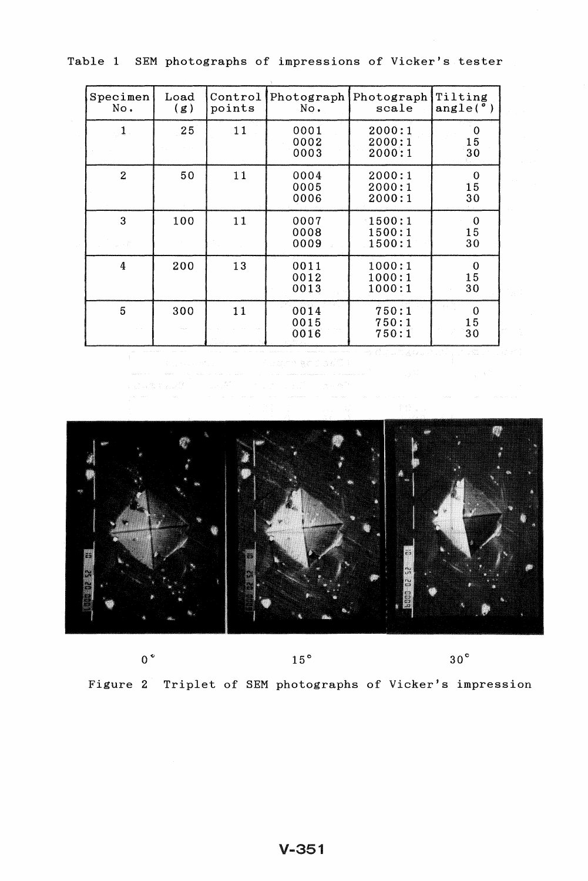Table 1 SEM photographs of impressions of Vicker's tester

| Specimen No. | Load (g) | Control points | Photograph No. | Photograph scale | Tilting angle(°) |
|---|---|---|---|---|---|
| 1 | 25 | 11 | 0001<br>0002<br>0003 | 2000:1<br>2000:1<br>2000:1 | 0<br>15<br>30 |
| 2 | 50 | 11 | 0004<br>0005<br>0006 | 2000:1<br>2000:1<br>2000:1 | 0<br>15<br>30 |
| 3 | 100 | 11 | 0007<br>0008<br>0009 | 1500:1<br>1500:1<br>1500:1 | 0<br>15<br>30 |
| 4 | 200 | 13 | 0011<br>0012<br>0013 | 1000:1<br>1000:1<br>1000:1 | 0<br>15<br>30 |
| 5 | 300 | 11 | 0014<br>0015<br>0016 | 750:1<br>750:1<br>750:1 | 0<br>15<br>30 |

0°　　　　　　15°　　　　　　30°

Figure 2 Triplet of SEM photographs of Vicker's impression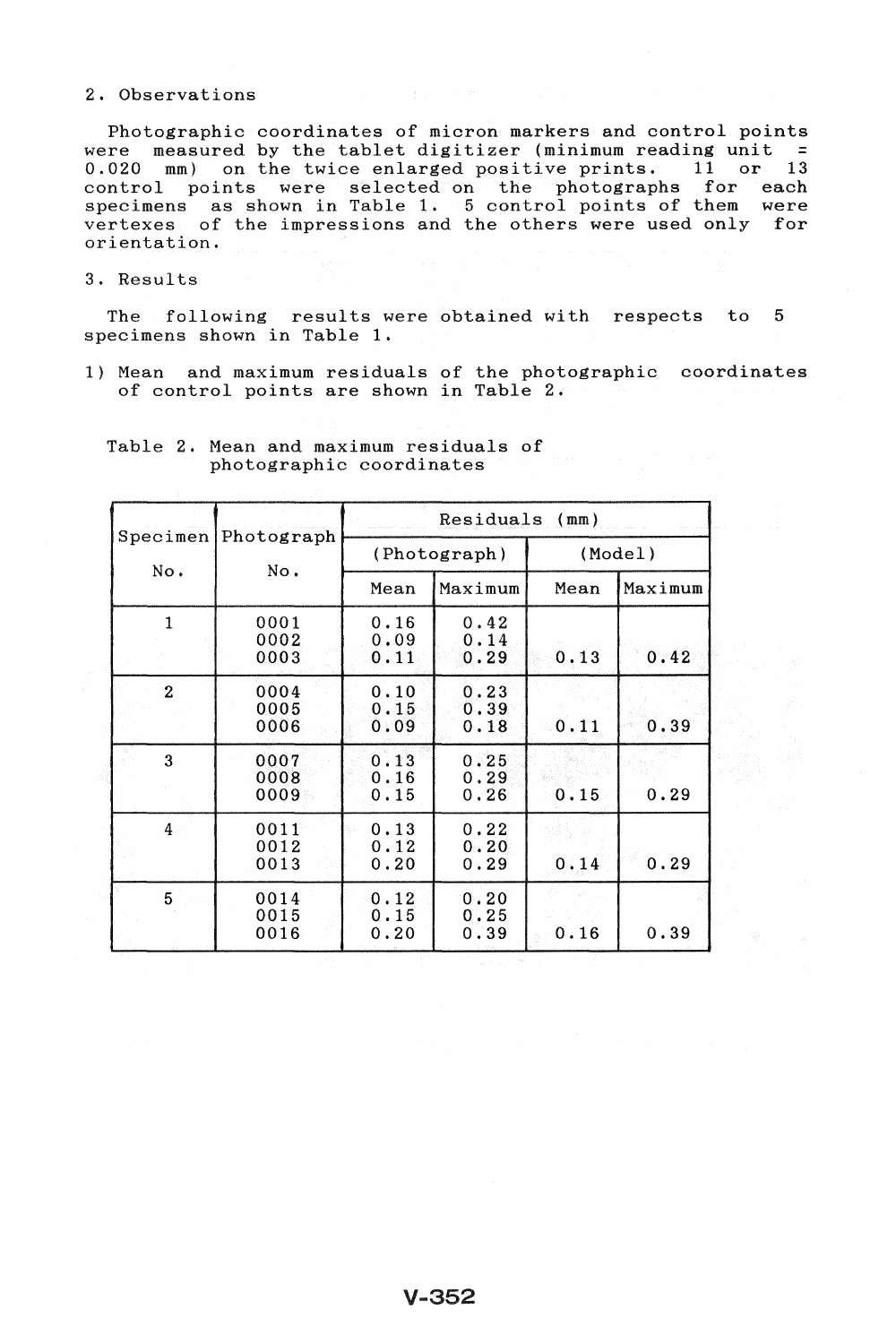## 2. Observations

Photographic coordinates of micron markers and control points were measured by the tablet digitizer (minimum reading unit = 0.020 mm) on the twice enlarged positive prints. 11 or 13 control points were selected on the photographs for each specimens as shown in Table 1. 5 control points of them were vertexes of the impressions and the others were used only for orientation.

## 3. Results

The following results were obtained with respects to 5 specimens shown in Table 1.

1) Mean and maximum residuals of the photographic coordinates of control points are shown in Table 2.

Table 2. Mean and maximum residuals of photographic coordinates

| Specimen No. | Photograph No. | Residuals (mm) | | | |
|---|---|---|---|---|---|
| | | (Photograph) | | (Model) | |
| | | Mean | Maximum | Mean | Maximum |
| 1 | 0001 | 0.16 | 0.42 | | |
| | 0002 | 0.09 | 0.14 | | |
| | 0003 | 0.11 | 0.29 | 0.13 | 0.42 |
| 2 | 0004 | 0.10 | 0.23 | | |
| | 0005 | 0.15 | 0.39 | | |
| | 0006 | 0.09 | 0.18 | 0.11 | 0.39 |
| 3 | 0007 | 0.13 | 0.25 | | |
| | 0008 | 0.16 | 0.29 | | |
| | 0009 | 0.15 | 0.26 | 0.15 | 0.29 |
| 4 | 0011 | 0.13 | 0.22 | | |
| | 0012 | 0.12 | 0.20 | | |
| | 0013 | 0.20 | 0.29 | 0.14 | 0.29 |
| 5 | 0014 | 0.12 | 0.20 | | |
| | 0015 | 0.15 | 0.25 | | |
| | 0016 | 0.20 | 0.39 | 0.16 | 0.39 |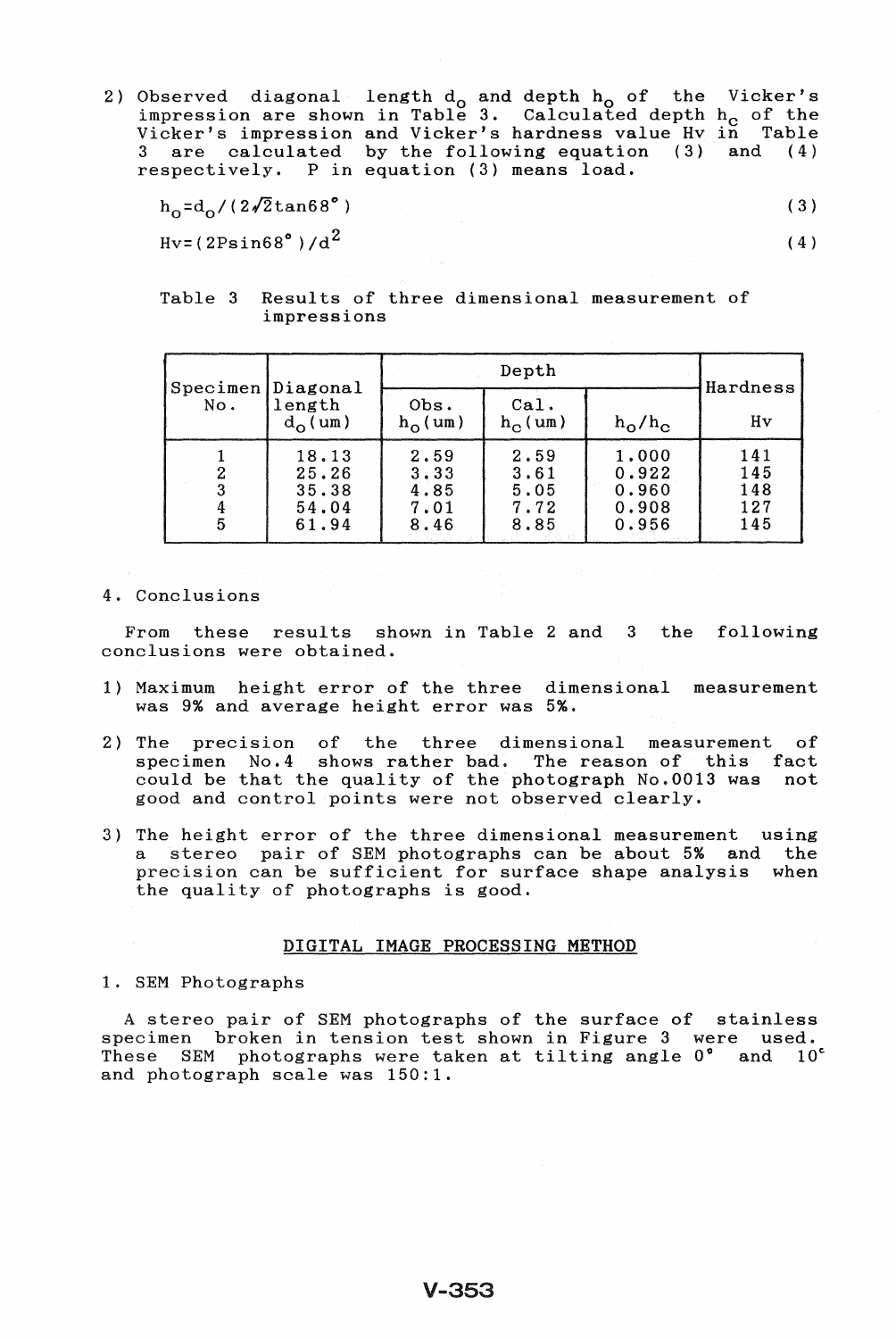2) Observed diagonal length $d_o$ and depth $h_o$ of the Vicker's impression are shown in Table 3. Calculated depth $h_c$ of the Vicker's impression and Vicker's hardness value Hv in Table 3 are calculated by the following equation (3) and (4) respectively. P in equation (3) means load.

$$h_o = d_o / (2\sqrt{2}\tan 68^\circ) \tag{3}$$

$$Hv = (2P\sin 68^\circ)/d^2 \tag{4}$$

Table 3 Results of three dimensional measurement of impressions

| Specimen No. | Diagonal length $d_o$(um) | Depth | | | Hardness |
|---|---|---|---|---|---|
| | | Obs. $h_o$(um) | Cal. $h_c$(um) | $h_o/h_c$ | Hv |
| 1 | 18.13 | 2.59 | 2.59 | 1.000 | 141 |
| 2 | 25.26 | 3.33 | 3.61 | 0.922 | 145 |
| 3 | 35.38 | 4.85 | 5.05 | 0.960 | 148 |
| 4 | 54.04 | 7.01 | 7.72 | 0.908 | 127 |
| 5 | 61.94 | 8.46 | 8.85 | 0.956 | 145 |

## 4. Conclusions

From these results shown in Table 2 and 3 the following conclusions were obtained.

1) Maximum height error of the three dimensional measurement was 9% and average height error was 5%.

2) The precision of the three dimensional measurement of specimen No.4 shows rather bad. The reason of this fact could be that the quality of the photograph No.0013 was not good and control points were not observed clearly.

3) The height error of the three dimensional measurement using a stereo pair of SEM photographs can be about 5% and the precision can be sufficient for surface shape analysis when the quality of photographs is good.

## DIGITAL IMAGE PROCESSING METHOD

### 1. SEM Photographs

A stereo pair of SEM photographs of the surface of stainless specimen broken in tension test shown in Figure 3 were used. These SEM photographs were taken at tilting angle 0° and 10° and photograph scale was 150:1.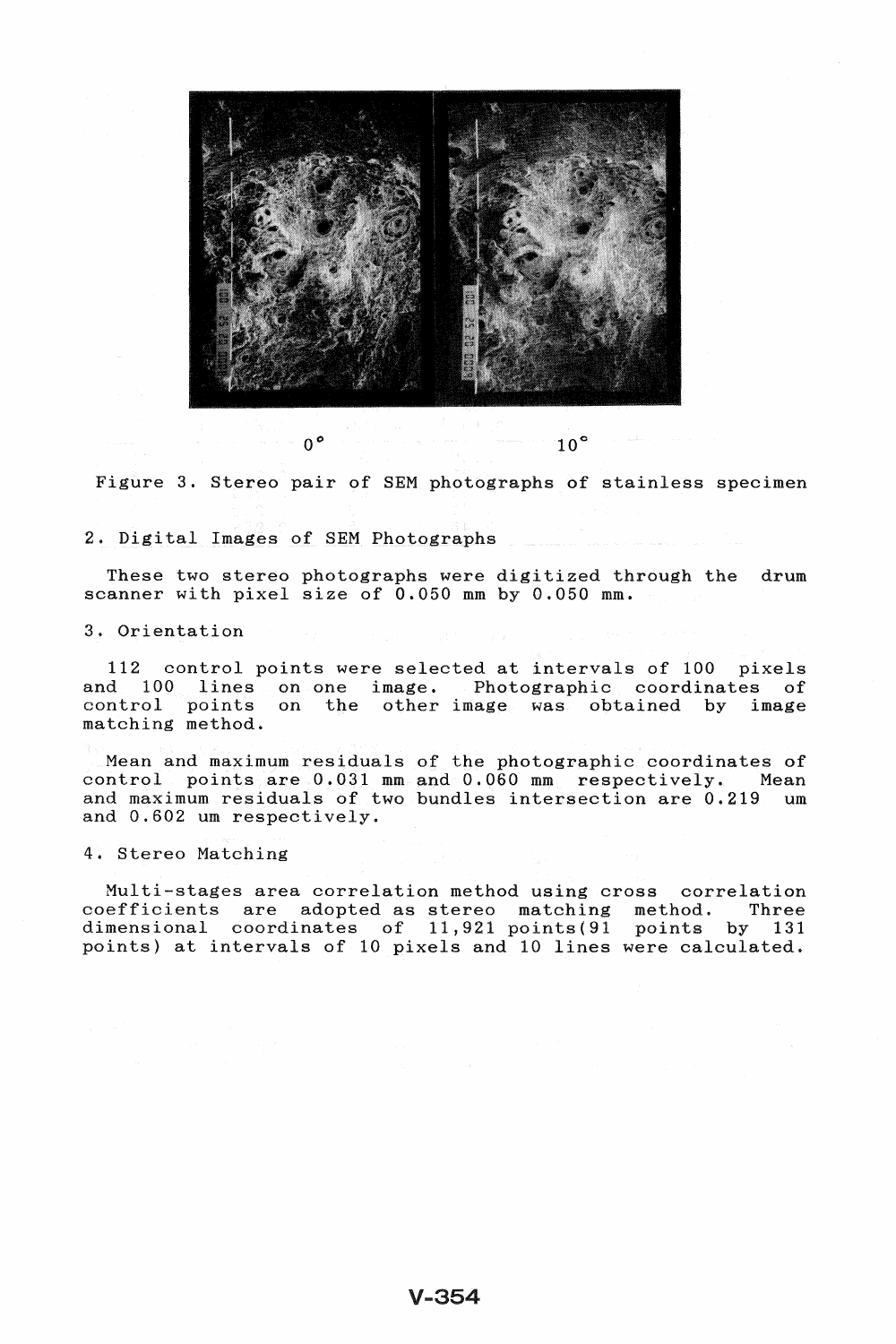0° 10°

Figure 3. Stereo pair of SEM photographs of stainless specimen

2. Digital Images of SEM Photographs

These two stereo photographs were digitized through the drum scanner with pixel size of 0.050 mm by 0.050 mm.

3. Orientation

112 control points were selected at intervals of 100 pixels and 100 lines on one image. Photographic coordinates of control points on the other image was obtained by image matching method.

Mean and maximum residuals of the photographic coordinates of control points are 0.031 mm and 0.060 mm respectively. Mean and maximum residuals of two bundles intersection are 0.219 um and 0.602 um respectively.

4. Stereo Matching

Multi-stages area correlation method using cross correlation coefficients are adopted as stereo matching method. Three dimensional coordinates of 11,921 points(91 points by 131 points) at intervals of 10 pixels and 10 lines were calculated.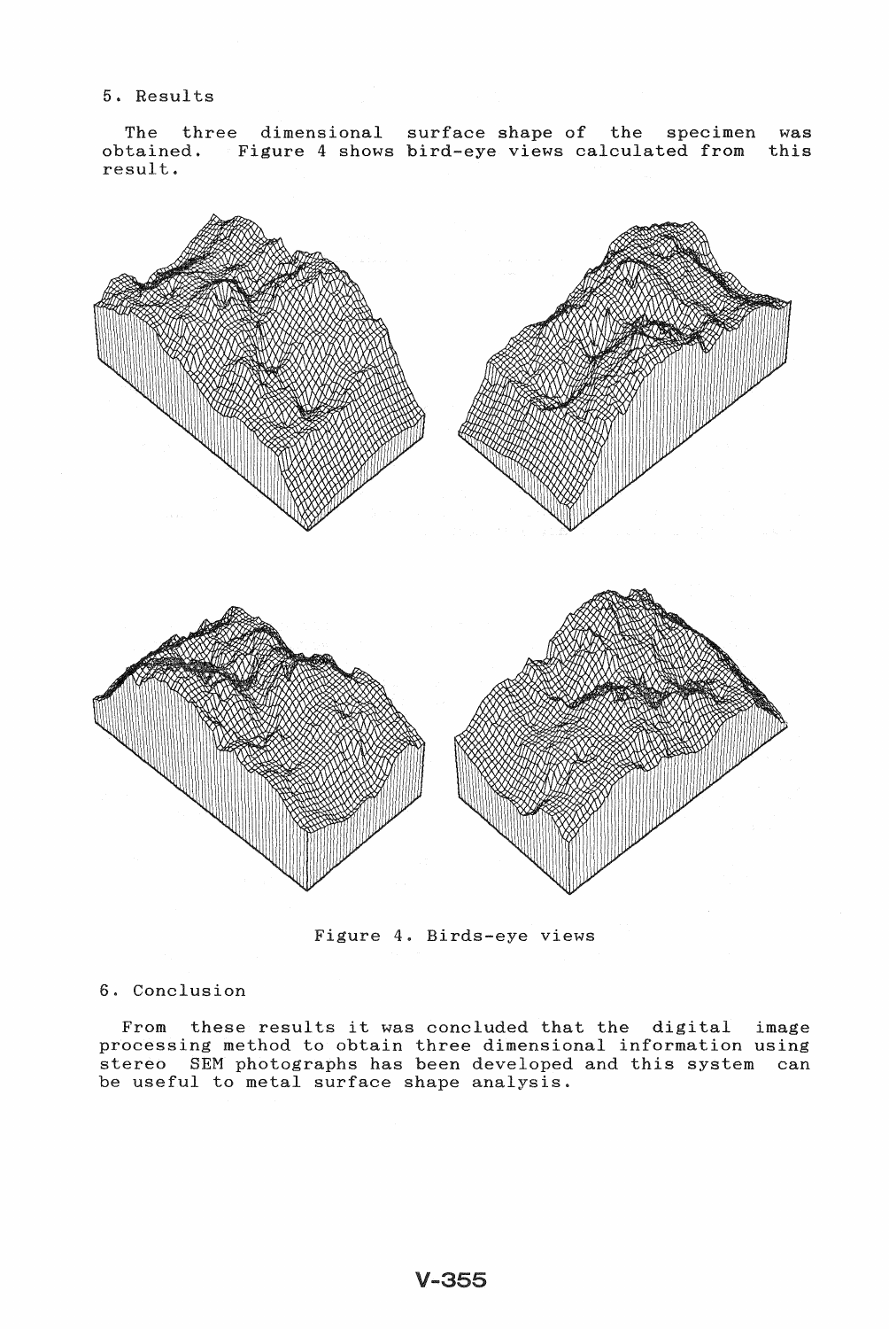## 5. Results

The three dimensional surface shape of the specimen was obtained. Figure 4 shows bird-eye views calculated from this result.

Figure 4. Birds-eye views

## 6. Conclusion

From these results it was concluded that the digital image processing method to obtain three dimensional information using stereo SEM photographs has been developed and this system can be useful to metal surface shape analysis.